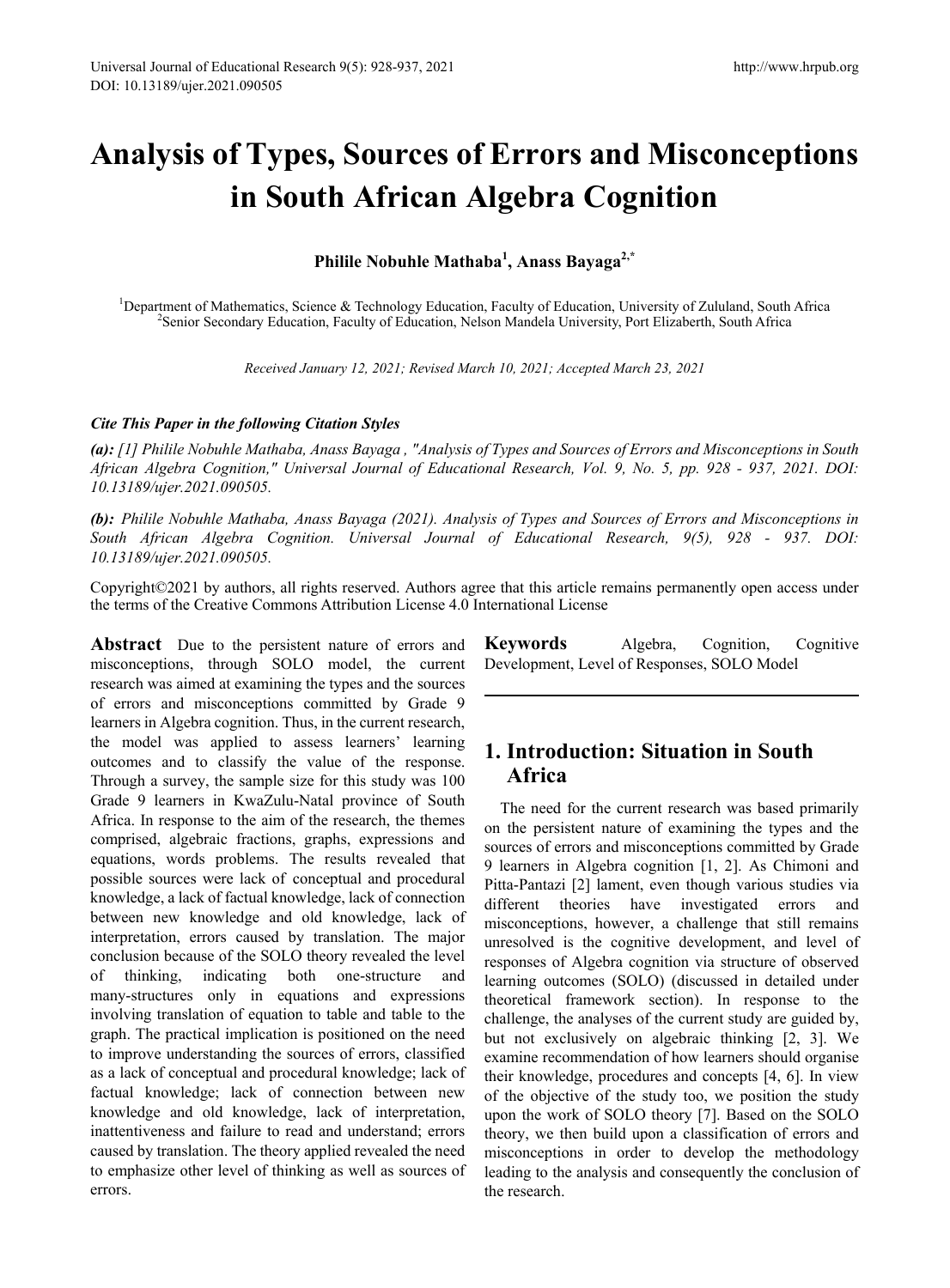# Analysis of Types, Sources of Errors and Misconceptions in South African Algebra Cognition

**Philile Nobuhle Mathaba[1], Anass Bayaga[2,*]**

[1]Department of Mathematics, Science & Technology Education, Faculty of Education, University of Zululand, South Africa
[2]Senior Secondary Education, Faculty of Education, Nelson Mandela University, Port Elizaberth, South Africa

*Received January 12, 2021; Revised March 10, 2021; Accepted March 23, 2021*

***Cite This Paper in the following Citation Styles***

***(a):*** *[1] Philile Nobuhle Mathaba, Anass Bayaga , "Analysis of Types and Sources of Errors and Misconceptions in South African Algebra Cognition," Universal Journal of Educational Research, Vol. 9, No. 5, pp. 928 - 937, 2021. DOI: 10.13189/ujer.2021.090505.*

***(b):*** *Philile Nobuhle Mathaba, Anass Bayaga (2021). Analysis of Types and Sources of Errors and Misconceptions in South African Algebra Cognition. Universal Journal of Educational Research, 9(5), 928 - 937. DOI: 10.13189/ujer.2021.090505.*

Copyright©2021 by authors, all rights reserved. Authors agree that this article remains permanently open access under the terms of the Creative Commons Attribution License 4.0 International License

**Abstract** Due to the persistent nature of errors and misconceptions, through SOLO model, the current research was aimed at examining the types and the sources of errors and misconceptions committed by Grade 9 learners in Algebra cognition. Thus, in the current research, the model was applied to assess learners' learning outcomes and to classify the value of the response. Through a survey, the sample size for this study was 100 Grade 9 learners in KwaZulu-Natal province of South Africa. In response to the aim of the research, the themes comprised, algebraic fractions, graphs, expressions and equations, words problems. The results revealed that possible sources were lack of conceptual and procedural knowledge, a lack of factual knowledge, lack of connection between new knowledge and old knowledge, lack of interpretation, errors caused by translation. The major conclusion because of the SOLO theory revealed the level of thinking, indicating both one-structure and many-structures only in equations and expressions involving translation of equation to table and table to the graph. The practical implication is positioned on the need to improve understanding the sources of errors, classified as a lack of conceptual and procedural knowledge; lack of factual knowledge; lack of connection between new knowledge and old knowledge, lack of interpretation, inattentiveness and failure to read and understand; errors caused by translation. The theory applied revealed the need to emphasize other level of thinking as well as sources of errors.

**Keywords** Algebra, Cognition, Cognitive Development, Level of Responses, SOLO Model

## 1. Introduction: Situation in South Africa

The need for the current research was based primarily on the persistent nature of examining the types and the sources of errors and misconceptions committed by Grade 9 learners in Algebra cognition [1, 2]. As Chimoni and Pitta-Pantazi [2] lament, even though various studies via different theories have investigated errors and misconceptions, however, a challenge that still remains unresolved is the cognitive development, and level of responses of Algebra cognition via structure of observed learning outcomes (SOLO) (discussed in detailed under theoretical framework section). In response to the challenge, the analyses of the current study are guided by, but not exclusively on algebraic thinking [2, 3]. We examine recommendation of how learners should organise their knowledge, procedures and concepts [4, 6]. In view of the objective of the study too, we position the study upon the work of SOLO theory [7]. Based on the SOLO theory, we then build upon a classification of errors and misconceptions in order to develop the methodology leading to the analysis and consequently the conclusion of the research.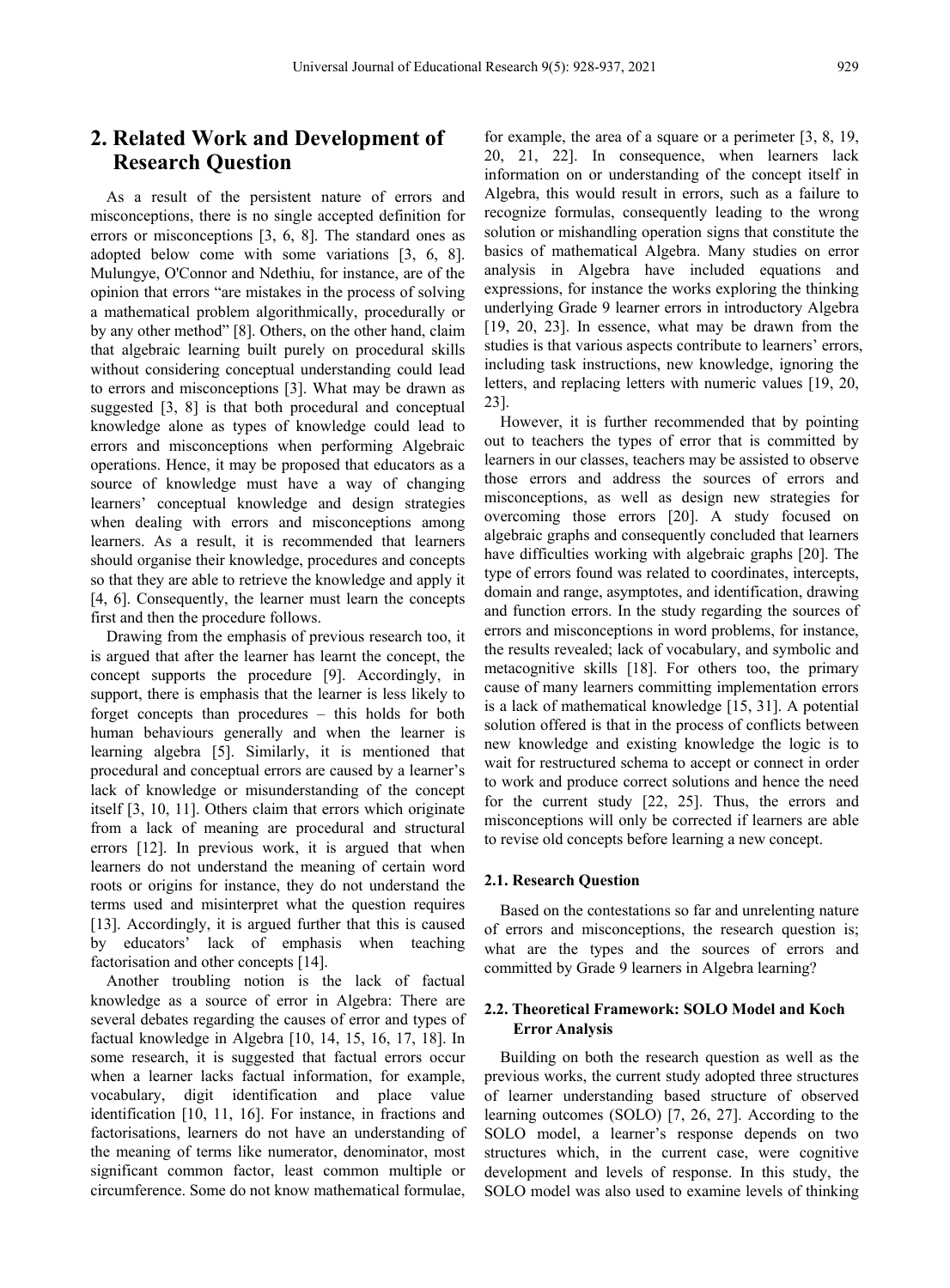## 2. Related Work and Development of Research Question

As a result of the persistent nature of errors and misconceptions, there is no single accepted definition for errors or misconceptions [3, 6, 8]. The standard ones as adopted below come with some variations [3, 6, 8]. Mulungye, O'Connor and Ndethiu, for instance, are of the opinion that errors "are mistakes in the process of solving a mathematical problem algorithmically, procedurally or by any other method" [8]. Others, on the other hand, claim that algebraic learning built purely on procedural skills without considering conceptual understanding could lead to errors and misconceptions [3]. What may be drawn as suggested [3, 8] is that both procedural and conceptual knowledge alone as types of knowledge could lead to errors and misconceptions when performing Algebraic operations. Hence, it may be proposed that educators as a source of knowledge must have a way of changing learners' conceptual knowledge and design strategies when dealing with errors and misconceptions among learners. As a result, it is recommended that learners should organise their knowledge, procedures and concepts so that they are able to retrieve the knowledge and apply it [4, 6]. Consequently, the learner must learn the concepts first and then the procedure follows.

Drawing from the emphasis of previous research too, it is argued that after the learner has learnt the concept, the concept supports the procedure [9]. Accordingly, in support, there is emphasis that the learner is less likely to forget concepts than procedures – this holds for both human behaviours generally and when the learner is learning algebra [5]. Similarly, it is mentioned that procedural and conceptual errors are caused by a learner's lack of knowledge or misunderstanding of the concept itself [3, 10, 11]. Others claim that errors which originate from a lack of meaning are procedural and structural errors [12]. In previous work, it is argued that when learners do not understand the meaning of certain word roots or origins for instance, they do not understand the terms used and misinterpret what the question requires [13]. Accordingly, it is argued further that this is caused by educators' lack of emphasis when teaching factorisation and other concepts [14].

Another troubling notion is the lack of factual knowledge as a source of error in Algebra: There are several debates regarding the causes of error and types of factual knowledge in Algebra [10, 14, 15, 16, 17, 18]. In some research, it is suggested that factual errors occur when a learner lacks factual information, for example, vocabulary, digit identification and place value identification [10, 11, 16]. For instance, in fractions and factorisations, learners do not have an understanding of the meaning of terms like numerator, denominator, most significant common factor, least common multiple or circumference. Some do not know mathematical formulae, for example, the area of a square or a perimeter [3, 8, 19, 20, 21, 22]. In consequence, when learners lack information on or understanding of the concept itself in Algebra, this would result in errors, such as a failure to recognize formulas, consequently leading to the wrong solution or mishandling operation signs that constitute the basics of mathematical Algebra. Many studies on error analysis in Algebra have included equations and expressions, for instance the works exploring the thinking underlying Grade 9 learner errors in introductory Algebra [19, 20, 23]. In essence, what may be drawn from the studies is that various aspects contribute to learners' errors, including task instructions, new knowledge, ignoring the letters, and replacing letters with numeric values [19, 20, 23].

However, it is further recommended that by pointing out to teachers the types of error that is committed by learners in our classes, teachers may be assisted to observe those errors and address the sources of errors and misconceptions, as well as design new strategies for overcoming those errors [20]. A study focused on algebraic graphs and consequently concluded that learners have difficulties working with algebraic graphs [20]. The type of errors found was related to coordinates, intercepts, domain and range, asymptotes, and identification, drawing and function errors. In the study regarding the sources of errors and misconceptions in word problems, for instance, the results revealed; lack of vocabulary, and symbolic and metacognitive skills [18]. For others too, the primary cause of many learners committing implementation errors is a lack of mathematical knowledge [15, 31]. A potential solution offered is that in the process of conflicts between new knowledge and existing knowledge the logic is to wait for restructured schema to accept or connect in order to work and produce correct solutions and hence the need for the current study [22, 25]. Thus, the errors and misconceptions will only be corrected if learners are able to revise old concepts before learning a new concept.

### 2.1. Research Question

Based on the contestations so far and unrelenting nature of errors and misconceptions, the research question is; what are the types and the sources of errors and committed by Grade 9 learners in Algebra learning?

### 2.2. Theoretical Framework: SOLO Model and Koch Error Analysis

Building on both the research question as well as the previous works, the current study adopted three structures of learner understanding based structure of observed learning outcomes (SOLO) [7, 26, 27]. According to the SOLO model, a learner's response depends on two structures which, in the current case, were cognitive development and levels of response. In this study, the SOLO model was also used to examine levels of thinking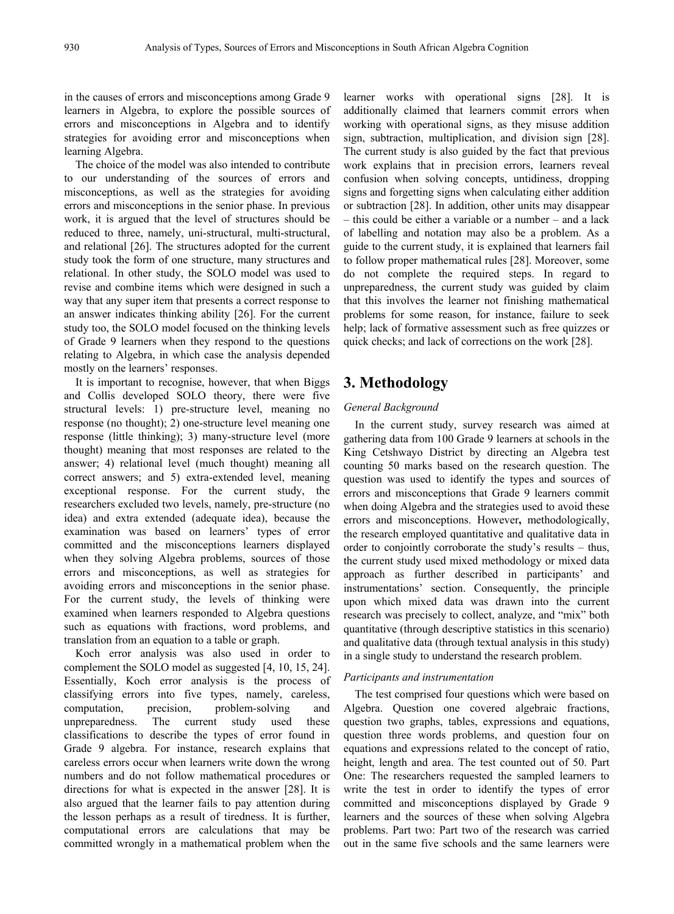in the causes of errors and misconceptions among Grade 9 learners in Algebra, to explore the possible sources of errors and misconceptions in Algebra and to identify strategies for avoiding error and misconceptions when learning Algebra.

The choice of the model was also intended to contribute to our understanding of the sources of errors and misconceptions, as well as the strategies for avoiding errors and misconceptions in the senior phase. In previous work, it is argued that the level of structures should be reduced to three, namely, uni-structural, multi-structural, and relational [26]. The structures adopted for the current study took the form of one structure, many structures and relational. In other study, the SOLO model was used to revise and combine items which were designed in such a way that any super item that presents a correct response to an answer indicates thinking ability [26]. For the current study too, the SOLO model focused on the thinking levels of Grade 9 learners when they respond to the questions relating to Algebra, in which case the analysis depended mostly on the learners' responses.

It is important to recognise, however, that when Biggs and Collis developed SOLO theory, there were five structural levels: 1) pre-structure level, meaning no response (no thought); 2) one-structure level meaning one response (little thinking); 3) many-structure level (more thought) meaning that most responses are related to the answer; 4) relational level (much thought) meaning all correct answers; and 5) extra-extended level, meaning exceptional response. For the current study, the researchers excluded two levels, namely, pre-structure (no idea) and extra extended (adequate idea), because the examination was based on learners' types of error committed and the misconceptions learners displayed when they solving Algebra problems, sources of those errors and misconceptions, as well as strategies for avoiding errors and misconceptions in the senior phase. For the current study, the levels of thinking were examined when learners responded to Algebra questions such as equations with fractions, word problems, and translation from an equation to a table or graph.

Koch error analysis was also used in order to complement the SOLO model as suggested [4, 10, 15, 24]. Essentially, Koch error analysis is the process of classifying errors into five types, namely, careless, computation, precision, problem-solving and unpreparedness. The current study used these classifications to describe the types of error found in Grade 9 algebra. For instance, research explains that careless errors occur when learners write down the wrong numbers and do not follow mathematical procedures or directions for what is expected in the answer [28]. It is also argued that the learner fails to pay attention during the lesson perhaps as a result of tiredness. It is further, computational errors are calculations that may be committed wrongly in a mathematical problem when the learner works with operational signs [28]. It is additionally claimed that learners commit errors when working with operational signs, as they misuse addition sign, subtraction, multiplication, and division sign [28]. The current study is also guided by the fact that previous work explains that in precision errors, learners reveal confusion when solving concepts, untidiness, dropping signs and forgetting signs when calculating either addition or subtraction [28]. In addition, other units may disappear – this could be either a variable or a number – and a lack of labelling and notation may also be a problem. As a guide to the current study, it is explained that learners fail to follow proper mathematical rules [28]. Moreover, some do not complete the required steps. In regard to unpreparedness, the current study was guided by claim that this involves the learner not finishing mathematical problems for some reason, for instance, failure to seek help; lack of formative assessment such as free quizzes or quick checks; and lack of corrections on the work [28].

## 3. Methodology

*General Background*

In the current study, survey research was aimed at gathering data from 100 Grade 9 learners at schools in the King Cetshwayo District by directing an Algebra test counting 50 marks based on the research question. The question was used to identify the types and sources of errors and misconceptions that Grade 9 learners commit when doing Algebra and the strategies used to avoid these errors and misconceptions. However**,** methodologically, the research employed quantitative and qualitative data in order to conjointly corroborate the study's results – thus, the current study used mixed methodology or mixed data approach as further described in participants' and instrumentations' section. Consequently, the principle upon which mixed data was drawn into the current research was precisely to collect, analyze, and "mix" both quantitative (through descriptive statistics in this scenario) and qualitative data (through textual analysis in this study) in a single study to understand the research problem.

*Participants and instrumentation*

The test comprised four questions which were based on Algebra. Question one covered algebraic fractions, question two graphs, tables, expressions and equations, question three words problems, and question four on equations and expressions related to the concept of ratio, height, length and area. The test counted out of 50. Part One: The researchers requested the sampled learners to write the test in order to identify the types of error committed and misconceptions displayed by Grade 9 learners and the sources of these when solving Algebra problems. Part two: Part two of the research was carried out in the same five schools and the same learners were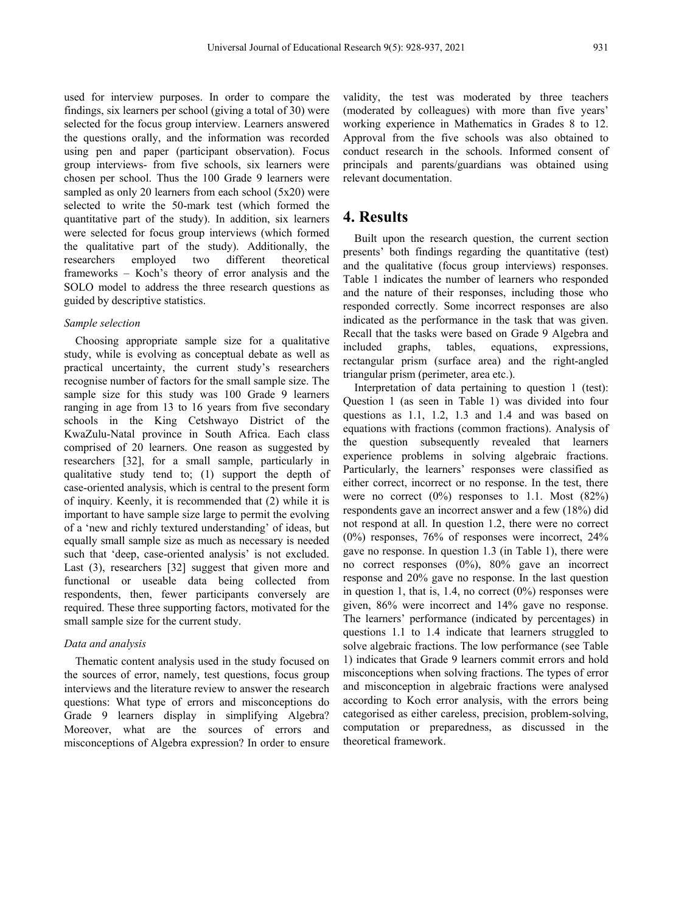used for interview purposes. In order to compare the findings, six learners per school (giving a total of 30) were selected for the focus group interview. Learners answered the questions orally, and the information was recorded using pen and paper (participant observation). Focus group interviews- from five schools, six learners were chosen per school. Thus the 100 Grade 9 learners were sampled as only 20 learners from each school (5x20) were selected to write the 50-mark test (which formed the quantitative part of the study). In addition, six learners were selected for focus group interviews (which formed the qualitative part of the study). Additionally, the researchers employed two different theoretical frameworks – Koch's theory of error analysis and the SOLO model to address the three research questions as guided by descriptive statistics.

*Sample selection*

Choosing appropriate sample size for a qualitative study, while is evolving as conceptual debate as well as practical uncertainty, the current study's researchers recognise number of factors for the small sample size. The sample size for this study was 100 Grade 9 learners ranging in age from 13 to 16 years from five secondary schools in the King Cetshwayo District of the KwaZulu-Natal province in South Africa. Each class comprised of 20 learners. One reason as suggested by researchers [32], for a small sample, particularly in qualitative study tend to; (1) support the depth of case-oriented analysis, which is central to the present form of inquiry. Keenly, it is recommended that (2) while it is important to have sample size large to permit the evolving of a 'new and richly textured understanding' of ideas, but equally small sample size as much as necessary is needed such that 'deep, case-oriented analysis' is not excluded. Last (3), researchers [32] suggest that given more and functional or useable data being collected from respondents, then, fewer participants conversely are required. These three supporting factors, motivated for the small sample size for the current study.

*Data and analysis*

Thematic content analysis used in the study focused on the sources of error, namely, test questions, focus group interviews and the literature review to answer the research questions: What type of errors and misconceptions do Grade 9 learners display in simplifying Algebra? Moreover, what are the sources of errors and misconceptions of Algebra expression? In order to ensure validity, the test was moderated by three teachers (moderated by colleagues) with more than five years' working experience in Mathematics in Grades 8 to 12. Approval from the five schools was also obtained to conduct research in the schools. Informed consent of principals and parents/guardians was obtained using relevant documentation.

# 4. Results

Built upon the research question, the current section presents' both findings regarding the quantitative (test) and the qualitative (focus group interviews) responses. Table 1 indicates the number of learners who responded and the nature of their responses, including those who responded correctly. Some incorrect responses are also indicated as the performance in the task that was given. Recall that the tasks were based on Grade 9 Algebra and included graphs, tables, equations, expressions, rectangular prism (surface area) and the right-angled triangular prism (perimeter, area etc.).

Interpretation of data pertaining to question 1 (test): Question 1 (as seen in Table 1) was divided into four questions as 1.1, 1.2, 1.3 and 1.4 and was based on equations with fractions (common fractions). Analysis of the question subsequently revealed that learners experience problems in solving algebraic fractions. Particularly, the learners' responses were classified as either correct, incorrect or no response. In the test, there were no correct (0%) responses to 1.1. Most (82%) respondents gave an incorrect answer and a few (18%) did not respond at all. In question 1.2, there were no correct (0%) responses, 76% of responses were incorrect, 24% gave no response. In question 1.3 (in Table 1), there were no correct responses (0%), 80% gave an incorrect response and 20% gave no response. In the last question in question 1, that is, 1.4, no correct (0%) responses were given, 86% were incorrect and 14% gave no response. The learners' performance (indicated by percentages) in questions 1.1 to 1.4 indicate that learners struggled to solve algebraic fractions. The low performance (see Table 1) indicates that Grade 9 learners commit errors and hold misconceptions when solving fractions. The types of error and misconception in algebraic fractions were analysed according to Koch error analysis, with the errors being categorised as either careless, precision, problem-solving, computation or preparedness, as discussed in the theoretical framework.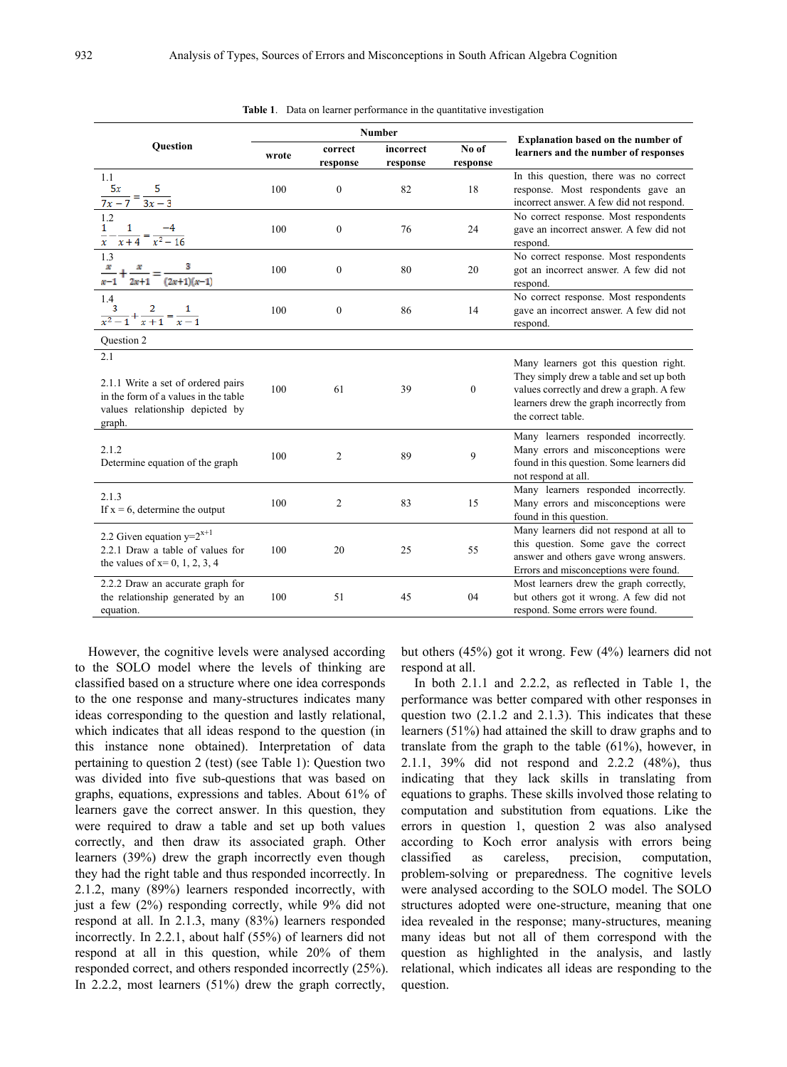**Table 1.** Data on learner performance in the quantitative investigation

| Question | Number | | | | Explanation based on the number of learners and the number of responses |
|---|---|---|---|---|---|
| | wrote | correct response | incorrect response | No of response | |
| 1.1 $\frac{5x}{7x-7}=\frac{5}{3x-3}$ | 100 | 0 | 82 | 18 | In this question, there was no correct response. Most respondents gave an incorrect answer. A few did not respond. |
| 1.2 $\frac{1}{x}-\frac{1}{x+4}=\frac{-4}{x^2-16}$ | 100 | 0 | 76 | 24 | No correct response. Most respondents gave an incorrect answer. A few did not respond. |
| 1.3 $\frac{x}{x-1}+\frac{x}{2x+1}=\frac{3}{(2x+1)(x-1)}$ | 100 | 0 | 80 | 20 | No correct response. Most respondents got an incorrect answer. A few did not respond. |
| 1.4 $\frac{3}{x^2-1}+\frac{2}{x+1}=\frac{1}{x-1}$ | 100 | 0 | 86 | 14 | No correct response. Most respondents gave an incorrect answer. A few did not respond. |
| Question 2 | | | | | |
| 2.1 2.1.1 Write a set of ordered pairs in the form of a values in the table values relationship depicted by graph. | 100 | 61 | 39 | 0 | Many learners got this question right. They simply drew a table and set up both values correctly and drew a graph. A few learners drew the graph incorrectly from the correct table. |
| 2.1.2 Determine equation of the graph | 100 | 2 | 89 | 9 | Many learners responded incorrectly. Many errors and misconceptions were found in this question. Some learners did not respond at all. |
| 2.1.3 If x = 6, determine the output | 100 | 2 | 83 | 15 | Many learners responded incorrectly. Many errors and misconceptions were found in this question. |
| 2.2 Given equation $y=2^{x+1}$ 2.2.1 Draw a table of values for the values of x= 0, 1, 2, 3, 4 | 100 | 20 | 25 | 55 | Many learners did not respond at all to this question. Some gave the correct answer and others gave wrong answers. Errors and misconceptions were found. |
| 2.2.2 Draw an accurate graph for the relationship generated by an equation. | 100 | 51 | 45 | 04 | Most learners drew the graph correctly, but others got it wrong. A few did not respond. Some errors were found. |

However, the cognitive levels were analysed according to the SOLO model where the levels of thinking are classified based on a structure where one idea corresponds to the one response and many-structures indicates many ideas corresponding to the question and lastly relational, which indicates that all ideas respond to the question (in this instance none obtained). Interpretation of data pertaining to question 2 (test) (see Table 1): Question two was divided into five sub-questions that was based on graphs, equations, expressions and tables. About 61% of learners gave the correct answer. In this question, they were required to draw a table and set up both values correctly, and then draw its associated graph. Other learners (39%) drew the graph incorrectly even though they had the right table and thus responded incorrectly. In 2.1.2, many (89%) learners responded incorrectly, with just a few (2%) responding correctly, while 9% did not respond at all. In 2.1.3, many (83%) learners responded incorrectly. In 2.2.1, about half (55%) of learners did not respond at all in this question, while 20% of them responded correct, and others responded incorrectly (25%). In 2.2.2, most learners (51%) drew the graph correctly, but others (45%) got it wrong. Few (4%) learners did not respond at all.

In both 2.1.1 and 2.2.2, as reflected in Table 1, the performance was better compared with other responses in question two (2.1.2 and 2.1.3). This indicates that these learners (51%) had attained the skill to draw graphs and to translate from the graph to the table (61%), however, in 2.1.1, 39% did not respond and 2.2.2 (48%), thus indicating that they lack skills in translating from equations to graphs. These skills involved those relating to computation and substitution from equations. Like the errors in question 1, question 2 was also analysed according to Koch error analysis with errors being classified as careless, precision, computation, problem-solving or preparedness. The cognitive levels were analysed according to the SOLO model. The SOLO structures adopted were one-structure, meaning that one idea revealed in the response; many-structures, meaning many ideas but not all of them correspond with the question as highlighted in the analysis, and lastly relational, which indicates all ideas are responding to the question.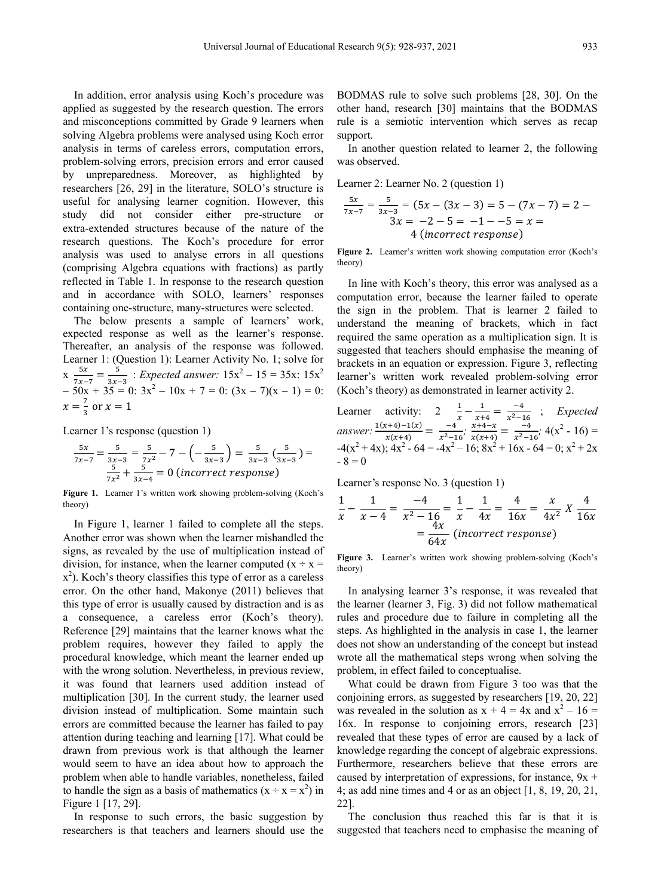In addition, error analysis using Koch's procedure was applied as suggested by the research question. The errors and misconceptions committed by Grade 9 learners when solving Algebra problems were analysed using Koch error analysis in terms of careless errors, computation errors, problem-solving errors, precision errors and error caused by unpreparedness. Moreover, as highlighted by researchers [26, 29] in the literature, SOLO's structure is useful for analysing learner cognition. However, this study did not consider either pre-structure or extra-extended structures because of the nature of the research questions. The Koch's procedure for error analysis was used to analyse errors in all questions (comprising Algebra equations with fractions) as partly reflected in Table 1. In response to the research question and in accordance with SOLO, learners' responses containing one-structure, many-structures were selected.

The below presents a sample of learners' work, expected response as well as the learner's response. Thereafter, an analysis of the response was followed. Learner 1: (Question 1): Learner Activity No. 1; solve for x $\frac{5x}{7x-7} = \frac{5}{3x-3}$ : *Expected answer:* $15x^2 - 15 = 35x$: $15x^2 - 50x + 35 = 0$: $3x^2 - 10x + 7 = 0$: $(3x - 7)(x - 1) = 0$: $x = \frac{7}{3}$ or $x = 1$

Learner 1's response (question 1)

$$\frac{5x}{7x-7} = \frac{5}{3x-3} = \frac{5}{7x^2} - 7 - \left(-\frac{5}{3x-3}\right) = \frac{5}{3x-3}\left(\frac{5}{3x-3}\right) = \frac{5}{7x^2} + \frac{5}{3x-4} = 0 \ (incorrect\ response)$$

**Figure 1.** Learner 1's written work showing problem-solving (Koch's theory)

In Figure 1, learner 1 failed to complete all the steps. Another error was shown when the learner mishandled the signs, as revealed by the use of multiplication instead of division, for instance, when the learner computed ($x \div x = x^2$). Koch's theory classifies this type of error as a careless error. On the other hand, Makonye (2011) believes that this type of error is usually caused by distraction and is as a consequence, a careless error (Koch's theory). Reference [29] maintains that the learner knows what the problem requires, however they failed to apply the procedural knowledge, which meant the learner ended up with the wrong solution. Nevertheless, in previous review, it was found that learners used addition instead of multiplication [30]. In the current study, the learner used division instead of multiplication. Some maintain such errors are committed because the learner has failed to pay attention during teaching and learning [17]. What could be drawn from previous work is that although the learner would seem to have an idea about how to approach the problem when able to handle variables, nonetheless, failed to handle the sign as a basis of mathematics ($x \div x = x^2$) in Figure 1 [17, 29].

In response to such errors, the basic suggestion by researchers is that teachers and learners should use the BODMAS rule to solve such problems [28, 30]. On the other hand, research [30] maintains that the BODMAS rule is a semiotic intervention which serves as recap support.

In another question related to learner 2, the following was observed.

Learner 2: Learner No. 2 (question 1)

$$\frac{5x}{7x-7} = \frac{5}{3x-3} = (5x - (3x-3) = 5 - (7x-7) = 2 - 3x = -2 - 5 = -1 - -5 = x = 4 \ (incorrect\ response)$$

**Figure 2.** Learner's written work showing computation error (Koch's theory)

In line with Koch's theory, this error was analysed as a computation error, because the learner failed to operate the sign in the problem. That is learner 2 failed to understand the meaning of brackets, which in fact required the same operation as a multiplication sign. It is suggested that teachers should emphasise the meaning of brackets in an equation or expression. Figure 3, reflecting learner's written work revealed problem-solving error (Koch's theory) as demonstrated in learner activity 2.

Learner activity: 2 $\frac{1}{x} - \frac{1}{x+4} = \frac{-4}{x^2-16}$ ; *Expected answer:* $\frac{1(x+4)-1(x)}{x(x+4)} = \frac{-4}{x^2-16}$; $\frac{x+4-x}{x(x+4)} = \frac{-4}{x^2-16}$; $4(x^2 - 16) = -4(x^2 + 4x)$; $4x^2 - 64 = -4x^2 - 16$; $8x^2 + 16x - 64 = 0$; $x^2 + 2x - 8 = 0$

Learner's response No. 3 (question 1)

$$\frac{1}{x} - \frac{1}{x-4} = \frac{-4}{x^2-16} = \frac{1}{x} - \frac{1}{4x} = \frac{4}{16x} = \frac{x}{4x^2} X \frac{4}{16x} = \frac{4x}{64x} \ (incorrect\ response)$$

**Figure 3.** Learner's written work showing problem-solving (Koch's theory)

In analysing learner 3's response, it was revealed that the learner (learner 3, Fig. 3) did not follow mathematical rules and procedure due to failure in completing all the steps. As highlighted in the analysis in case 1, the learner does not show an understanding of the concept but instead wrote all the mathematical steps wrong when solving the problem, in effect failed to conceptualise.

What could be drawn from Figure 3 too was that the conjoining errors, as suggested by researchers [19, 20, 22] was revealed in the solution as $x + 4 = 4x$ and $x^2 - 16 = 16x$. In response to conjoining errors, research [23] revealed that these types of error are caused by a lack of knowledge regarding the concept of algebraic expressions. Furthermore, researchers believe that these errors are caused by interpretation of expressions, for instance, $9x + 4$; as add nine times and 4 or as an object [1, 8, 19, 20, 21, 22].

The conclusion thus reached this far is that it is suggested that teachers need to emphasise the meaning of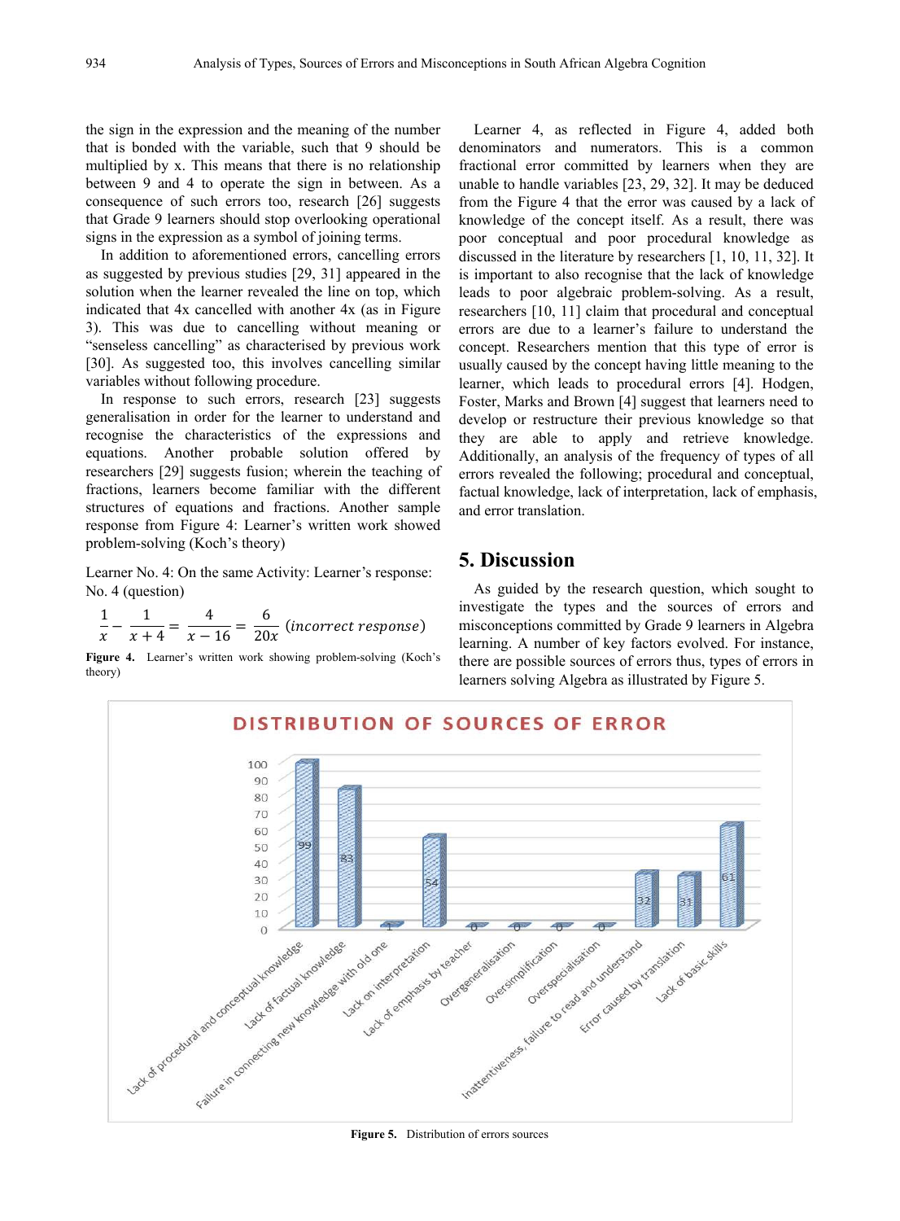the sign in the expression and the meaning of the number that is bonded with the variable, such that 9 should be multiplied by x. This means that there is no relationship between 9 and 4 to operate the sign in between. As a consequence of such errors too, research [26] suggests that Grade 9 learners should stop overlooking operational signs in the expression as a symbol of joining terms.

In addition to aforementioned errors, cancelling errors as suggested by previous studies [29, 31] appeared in the solution when the learner revealed the line on top, which indicated that 4x cancelled with another 4x (as in Figure 3). This was due to cancelling without meaning or "senseless cancelling" as characterised by previous work [30]. As suggested too, this involves cancelling similar variables without following procedure.

In response to such errors, research [23] suggests generalisation in order for the learner to understand and recognise the characteristics of the expressions and equations. Another probable solution offered by researchers [29] suggests fusion; wherein the teaching of fractions, learners become familiar with the different structures of equations and fractions. Another sample response from Figure 4: Learner's written work showed problem-solving (Koch's theory)

Learner No. 4: On the same Activity: Learner's response: No. 4 (question)

$$\frac{1}{x} - \frac{1}{x+4} = \frac{4}{x-16} = \frac{6}{20x}\ (incorrect\ response)$$

**Figure 4.** Learner's written work showing problem-solving (Koch's theory)

Learner 4, as reflected in Figure 4, added both denominators and numerators. This is a common fractional error committed by learners when they are unable to handle variables [23, 29, 32]. It may be deduced from the Figure 4 that the error was caused by a lack of knowledge of the concept itself. As a result, there was poor conceptual and poor procedural knowledge as discussed in the literature by researchers [1, 10, 11, 32]. It is important to also recognise that the lack of knowledge leads to poor algebraic problem-solving. As a result, researchers [10, 11] claim that procedural and conceptual errors are due to a learner's failure to understand the concept. Researchers mention that this type of error is usually caused by the concept having little meaning to the learner, which leads to procedural errors [4]. Hodgen, Foster, Marks and Brown [4] suggest that learners need to develop or restructure their previous knowledge so that they are able to apply and retrieve knowledge. Additionally, an analysis of the frequency of types of all errors revealed the following; procedural and conceptual, factual knowledge, lack of interpretation, lack of emphasis, and error translation.

## 5. Discussion

As guided by the research question, which sought to investigate the types and the sources of errors and misconceptions committed by Grade 9 learners in Algebra learning. A number of key factors evolved. For instance, there are possible sources of errors thus, types of errors in learners solving Algebra as illustrated by Figure 5.

**Figure 5.** Distribution of errors sources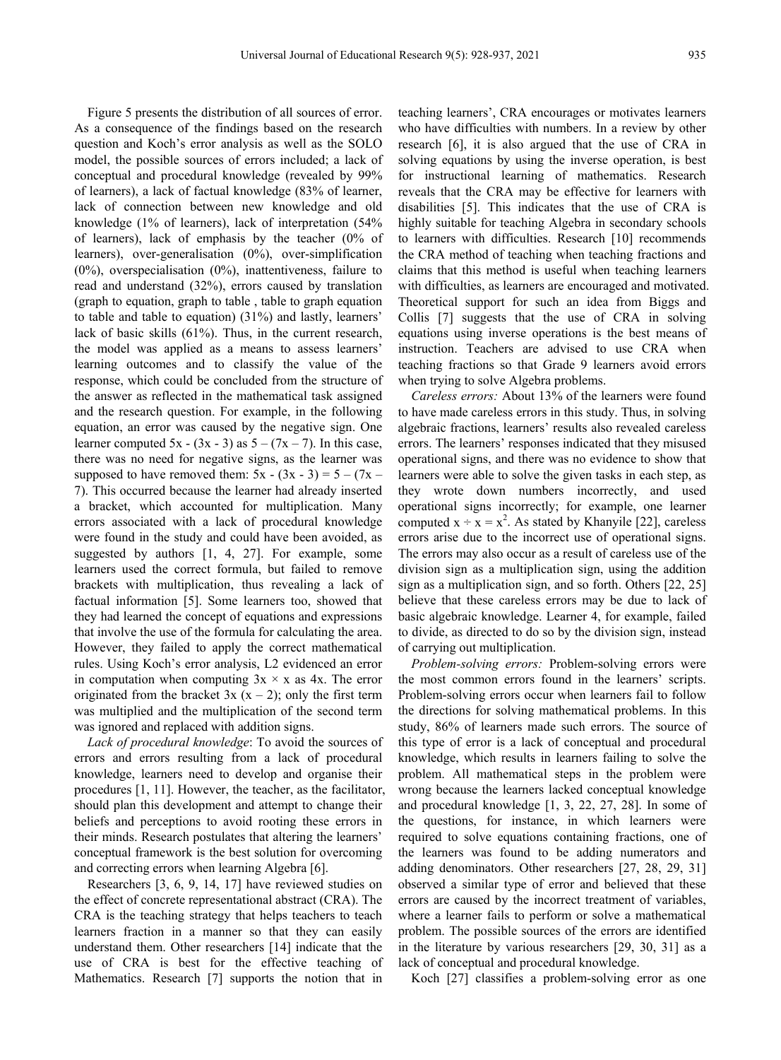Figure 5 presents the distribution of all sources of error. As a consequence of the findings based on the research question and Koch's error analysis as well as the SOLO model, the possible sources of errors included; a lack of conceptual and procedural knowledge (revealed by 99% of learners), a lack of factual knowledge (83% of learner, lack of connection between new knowledge and old knowledge (1% of learners), lack of interpretation (54% of learners), lack of emphasis by the teacher (0% of learners), over-generalisation (0%), over-simplification (0%), overspecialisation (0%), inattentiveness, failure to read and understand (32%), errors caused by translation (graph to equation, graph to table , table to graph equation to table and table to equation) (31%) and lastly, learners' lack of basic skills (61%). Thus, in the current research, the model was applied as a means to assess learners' learning outcomes and to classify the value of the response, which could be concluded from the structure of the answer as reflected in the mathematical task assigned and the research question. For example, in the following equation, an error was caused by the negative sign. One learner computed $5x - (3x - 3)$ as $5 - (7x - 7)$. In this case, there was no need for negative signs, as the learner was supposed to have removed them: $5x - (3x - 3) = 5 - (7x - 7)$. This occurred because the learner had already inserted a bracket, which accounted for multiplication. Many errors associated with a lack of procedural knowledge were found in the study and could have been avoided, as suggested by authors [1, 4, 27]. For example, some learners used the correct formula, but failed to remove brackets with multiplication, thus revealing a lack of factual information [5]. Some learners too, showed that they had learned the concept of equations and expressions that involve the use of the formula for calculating the area. However, they failed to apply the correct mathematical rules. Using Koch's error analysis, L2 evidenced an error in computation when computing $3x \times x$ as $4x$. The error originated from the bracket $3x\ (x - 2)$; only the first term was multiplied and the multiplication of the second term was ignored and replaced with addition signs.

*Lack of procedural knowledge*: To avoid the sources of errors and errors resulting from a lack of procedural knowledge, learners need to develop and organise their procedures [1, 11]. However, the teacher, as the facilitator, should plan this development and attempt to change their beliefs and perceptions to avoid rooting these errors in their minds. Research postulates that altering the learners' conceptual framework is the best solution for overcoming and correcting errors when learning Algebra [6].

Researchers [3, 6, 9, 14, 17] have reviewed studies on the effect of concrete representational abstract (CRA). The CRA is the teaching strategy that helps teachers to teach learners fraction in a manner so that they can easily understand them. Other researchers [14] indicate that the use of CRA is best for the effective teaching of Mathematics. Research [7] supports the notion that in teaching learners', CRA encourages or motivates learners who have difficulties with numbers. In a review by other research [6], it is also argued that the use of CRA in solving equations by using the inverse operation, is best for instructional learning of mathematics. Research reveals that the CRA may be effective for learners with disabilities [5]. This indicates that the use of CRA is highly suitable for teaching Algebra in secondary schools to learners with difficulties. Research [10] recommends the CRA method of teaching when teaching fractions and claims that this method is useful when teaching learners with difficulties, as learners are encouraged and motivated. Theoretical support for such an idea from Biggs and Collis [7] suggests that the use of CRA in solving equations using inverse operations is the best means of instruction. Teachers are advised to use CRA when teaching fractions so that Grade 9 learners avoid errors when trying to solve Algebra problems.

*Careless errors:* About 13% of the learners were found to have made careless errors in this study. Thus, in solving algebraic fractions, learners' results also revealed careless errors. The learners' responses indicated that they misused operational signs, and there was no evidence to show that learners were able to solve the given tasks in each step, as they wrote down numbers incorrectly, and used operational signs incorrectly; for example, one learner computed $x \div x = x^2$. As stated by Khanyile [22], careless errors arise due to the incorrect use of operational signs. The errors may also occur as a result of careless use of the division sign as a multiplication sign, using the addition sign as a multiplication sign, and so forth. Others [22, 25] believe that these careless errors may be due to lack of basic algebraic knowledge. Learner 4, for example, failed to divide, as directed to do so by the division sign, instead of carrying out multiplication.

*Problem-solving errors:* Problem-solving errors were the most common errors found in the learners' scripts. Problem-solving errors occur when learners fail to follow the directions for solving mathematical problems. In this study, 86% of learners made such errors. The source of this type of error is a lack of conceptual and procedural knowledge, which results in learners failing to solve the problem. All mathematical steps in the problem were wrong because the learners lacked conceptual knowledge and procedural knowledge [1, 3, 22, 27, 28]. In some of the questions, for instance, in which learners were required to solve equations containing fractions, one of the learners was found to be adding numerators and adding denominators. Other researchers [27, 28, 29, 31] observed a similar type of error and believed that these errors are caused by the incorrect treatment of variables, where a learner fails to perform or solve a mathematical problem. The possible sources of the errors are identified in the literature by various researchers [29, 30, 31] as a lack of conceptual and procedural knowledge.

Koch [27] classifies a problem-solving error as one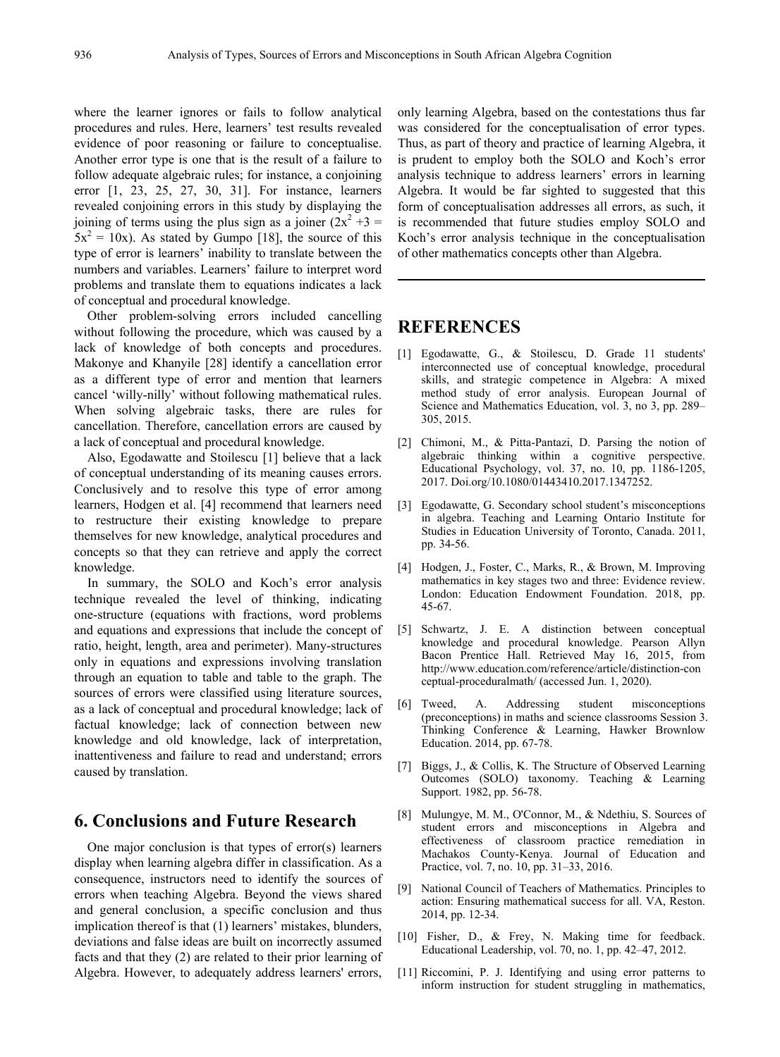where the learner ignores or fails to follow analytical procedures and rules. Here, learners' test results revealed evidence of poor reasoning or failure to conceptualise. Another error type is one that is the result of a failure to follow adequate algebraic rules; for instance, a conjoining error [1, 23, 25, 27, 30, 31]. For instance, learners revealed conjoining errors in this study by displaying the joining of terms using the plus sign as a joiner ($2x^2 + 3 = 5x^2 = 10x$). As stated by Gumpo [18], the source of this type of error is learners' inability to translate between the numbers and variables. Learners' failure to interpret word problems and translate them to equations indicates a lack of conceptual and procedural knowledge.

Other problem-solving errors included cancelling without following the procedure, which was caused by a lack of knowledge of both concepts and procedures. Makonye and Khanyile [28] identify a cancellation error as a different type of error and mention that learners cancel 'willy-nilly' without following mathematical rules. When solving algebraic tasks, there are rules for cancellation. Therefore, cancellation errors are caused by a lack of conceptual and procedural knowledge.

Also, Egodawatte and Stoilescu [1] believe that a lack of conceptual understanding of its meaning causes errors. Conclusively and to resolve this type of error among learners, Hodgen et al. [4] recommend that learners need to restructure their existing knowledge to prepare themselves for new knowledge, analytical procedures and concepts so that they can retrieve and apply the correct knowledge.

In summary, the SOLO and Koch's error analysis technique revealed the level of thinking, indicating one-structure (equations with fractions, word problems and equations and expressions that include the concept of ratio, height, length, area and perimeter). Many-structures only in equations and expressions involving translation through an equation to table and table to the graph. The sources of errors were classified using literature sources, as a lack of conceptual and procedural knowledge; lack of factual knowledge; lack of connection between new knowledge and old knowledge, lack of interpretation, inattentiveness and failure to read and understand; errors caused by translation.

## 6. Conclusions and Future Research

One major conclusion is that types of error(s) learners display when learning algebra differ in classification. As a consequence, instructors need to identify the sources of errors when teaching Algebra. Beyond the views shared and general conclusion, a specific conclusion and thus implication thereof is that (1) learners' mistakes, blunders, deviations and false ideas are built on incorrectly assumed facts and that they (2) are related to their prior learning of Algebra. However, to adequately address learners' errors, only learning Algebra, based on the contestations thus far was considered for the conceptualisation of error types. Thus, as part of theory and practice of learning Algebra, it is prudent to employ both the SOLO and Koch's error analysis technique to address learners' errors in learning Algebra. It would be far sighted to suggested that this form of conceptualisation addresses all errors, as such, it is recommended that future studies employ SOLO and Koch's error analysis technique in the conceptualisation of other mathematics concepts other than Algebra.

## REFERENCES

[1] Egodawatte, G., & Stoilescu, D. Grade 11 students' interconnected use of conceptual knowledge, procedural skills, and strategic competence in Algebra: A mixed method study of error analysis. European Journal of Science and Mathematics Education, vol. 3, no 3, pp. 289–305, 2015.

[2] Chimoni, M., & Pitta-Pantazi, D. Parsing the notion of algebraic thinking within a cognitive perspective. Educational Psychology, vol. 37, no. 10, pp. 1186-1205, 2017. Doi.org/10.1080/01443410.2017.1347252.

[3] Egodawatte, G. Secondary school student's misconceptions in algebra. Teaching and Learning Ontario Institute for Studies in Education University of Toronto, Canada. 2011, pp. 34-56.

[4] Hodgen, J., Foster, C., Marks, R., & Brown, M. Improving mathematics in key stages two and three: Evidence review. London: Education Endowment Foundation. 2018, pp. 45-67.

[5] Schwartz, J. E. A distinction between conceptual knowledge and procedural knowledge. Pearson Allyn Bacon Prentice Hall. Retrieved May 16, 2015, from http://www.education.com/reference/article/distinction-conceptual-proceduralmath/ (accessed Jun. 1, 2020).

[6] Tweed, A. Addressing student misconceptions (preconceptions) in maths and science classrooms Session 3. Thinking Conference & Learning, Hawker Brownlow Education. 2014, pp. 67-78.

[7] Biggs, J., & Collis, K. The Structure of Observed Learning Outcomes (SOLO) taxonomy. Teaching & Learning Support. 1982, pp. 56-78.

[8] Mulungye, M. M., O'Connor, M., & Ndethiu, S. Sources of student errors and misconceptions in Algebra and effectiveness of classroom practice remediation in Machakos County-Kenya. Journal of Education and Practice, vol. 7, no. 10, pp. 31–33, 2016.

[9] National Council of Teachers of Mathematics. Principles to action: Ensuring mathematical success for all. VA, Reston. 2014, pp. 12-34.

[10] Fisher, D., & Frey, N. Making time for feedback. Educational Leadership, vol. 70, no. 1, pp. 42–47, 2012.

[11] Riccomini, P. J. Identifying and using error patterns to inform instruction for student struggling in mathematics,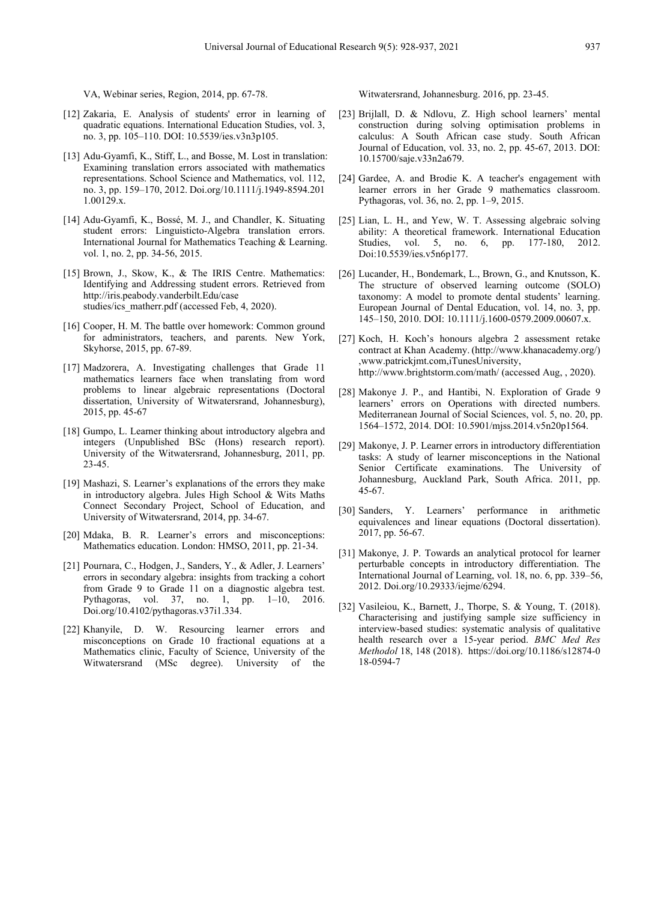VA, Webinar series, Region, 2014, pp. 67-78.

[12] Zakaria, E. Analysis of students' error in learning of quadratic equations. International Education Studies, vol. 3, no. 3, pp. 105–110. DOI: 10.5539/ies.v3n3p105.

[13] Adu-Gyamfi, K., Stiff, L., and Bosse, M. Lost in translation: Examining translation errors associated with mathematics representations. School Science and Mathematics, vol. 112, no. 3, pp. 159–170, 2012. Doi.org/10.1111/j.1949-8594.2011.00129.x.

[14] Adu-Gyamfi, K., Bossé, M. J., and Chandler, K. Situating student errors: Linguisticto-Algebra translation errors. International Journal for Mathematics Teaching & Learning. vol. 1, no. 2, pp. 34-56, 2015.

[15] Brown, J., Skow, K., & The IRIS Centre. Mathematics: Identifying and Addressing student errors. Retrieved from http://iris.peabody.vanderbilt.Edu/case studies/ics_matherr.pdf (accessed Feb, 4, 2020).

[16] Cooper, H. M. The battle over homework: Common ground for administrators, teachers, and parents. New York, Skyhorse, 2015, pp. 67-89.

[17] Madzorera, A. Investigating challenges that Grade 11 mathematics learners face when translating from word problems to linear algebraic representations (Doctoral dissertation, University of Witwatersrand, Johannesburg), 2015, pp. 45-67

[18] Gumpo, L. Learner thinking about introductory algebra and integers (Unpublished BSc (Hons) research report). University of the Witwatersrand, Johannesburg, 2011, pp. 23-45.

[19] Mashazi, S. Learner's explanations of the errors they make in introductory algebra. Jules High School & Wits Maths Connect Secondary Project, School of Education, and University of Witwatersrand, 2014, pp. 34-67.

[20] Mdaka, B. R. Learner's errors and misconceptions: Mathematics education. London: HMSO, 2011, pp. 21-34.

[21] Pournara, C., Hodgen, J., Sanders, Y., & Adler, J. Learners' errors in secondary algebra: insights from tracking a cohort from Grade 9 to Grade 11 on a diagnostic algebra test. Pythagoras, vol. 37, no. 1, pp. 1–10, 2016. Doi.org/10.4102/pythagoras.v37i1.334.

[22] Khanyile, D. W. Resourcing learner errors and misconceptions on Grade 10 fractional equations at a Mathematics clinic, Faculty of Science, University of the Witwatersrand (MSc degree). University of the Witwatersrand, Johannesburg. 2016, pp. 23-45.

[23] Brijlall, D. & Ndlovu, Z. High school learners' mental construction during solving optimisation problems in calculus: A South African case study. South African Journal of Education, vol. 33, no. 2, pp. 45-67, 2013. DOI: 10.15700/saje.v33n2a679.

[24] Gardee, A. and Brodie K. A teacher's engagement with learner errors in her Grade 9 mathematics classroom. Pythagoras, vol. 36, no. 2, pp. 1–9, 2015.

[25] Lian, L. H., and Yew, W. T. Assessing algebraic solving ability: A theoretical framework. International Education Studies, vol. 5, no. 6, pp. 177-180, 2012. Doi:10.5539/ies.v5n6p177.

[26] Lucander, H., Bondemark, L., Brown, G., and Knutsson, K. The structure of observed learning outcome (SOLO) taxonomy: A model to promote dental students' learning. European Journal of Dental Education, vol. 14, no. 3, pp. 145–150, 2010. DOI: 10.1111/j.1600-0579.2009.00607.x.

[27] Koch, H. Koch's honours algebra 2 assessment retake contract at Khan Academy. (http://www.khanacademy.org/) ,www.patrickjmt.com,iTunesUniversity, http://www.brightstorm.com/math/ (accessed Aug, , 2020).

[28] Makonye J. P., and Hantibi, N. Exploration of Grade 9 learners' errors on Operations with directed numbers. Mediterranean Journal of Social Sciences, vol. 5, no. 20, pp. 1564–1572, 2014. DOI: 10.5901/mjss.2014.v5n20p1564.

[29] Makonye, J. P. Learner errors in introductory differentiation tasks: A study of learner misconceptions in the National Senior Certificate examinations. The University of Johannesburg, Auckland Park, South Africa. 2011, pp. 45-67.

[30] Sanders, Y. Learners' performance in arithmetic equivalences and linear equations (Doctoral dissertation). 2017, pp. 56-67.

[31] Makonye, J. P. Towards an analytical protocol for learner perturbable concepts in introductory differentiation. The International Journal of Learning, vol. 18, no. 6, pp. 339–56, 2012. Doi.org/10.29333/iejme/6294.

[32] Vasileiou, K., Barnett, J., Thorpe, S. & Young, T. (2018). Characterising and justifying sample size sufficiency in interview-based studies: systematic analysis of qualitative health research over a 15-year period. *BMC Med Res Methodol* 18, 148 (2018). https://doi.org/10.1186/s12874-018-0594-7